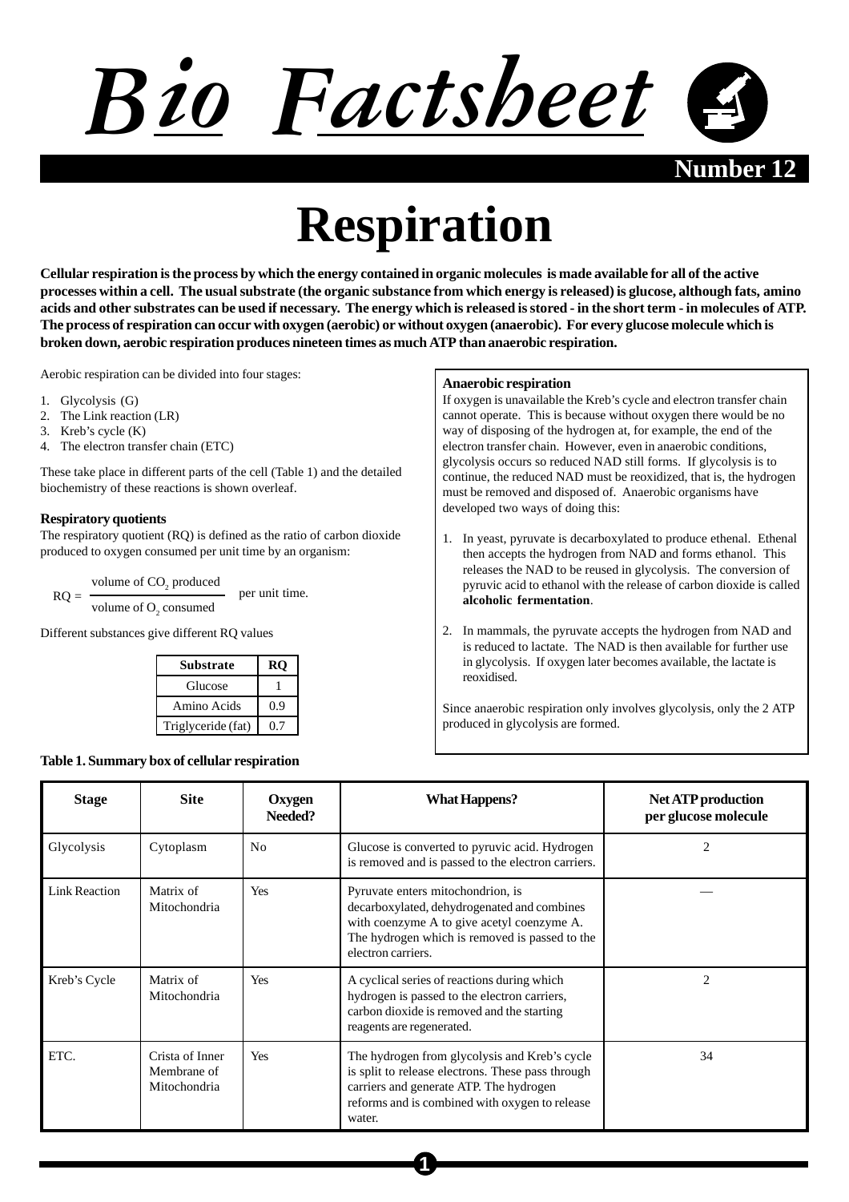# Bio Factsheet

**Number 12**

# Respiration

**Cellular respiration is the process by which the energy contained in organic molecules is made available for all of the active processes within a cell. The usual substrate (the organic substance from which energy is released) is glucose, although fats, amino acids and other substrates can be used if necessary. The energy which is released is stored - in the short term - in molecules of ATP. The process of respiration can occur with oxygen (aerobic) or without oxygen (anaerobic). For every glucose molecule which is broken down, aerobic respiration produces nineteen times as much ATP than anaerobic respiration.**

Aerobic respiration can be divided into four stages:

1. Glycolysis (G)
2. The Link reaction (LR)
3. Kreb's cycle (K)
4. The electron transfer chain (ETC)

These take place in different parts of the cell (Table 1) and the detailed biochemistry of these reactions is shown overleaf.

### Respiratory quotients

The respiratory quotient (RQ) is defined as the ratio of carbon dioxide produced to oxygen consumed per unit time by an organism:

$$RQ = \frac{\text{volume of } CO_2 \text{ produced}}{\text{volume of } O_2 \text{ consumed}} \text{ per unit time.}$$

Different substances give different RQ values

| Substrate | RQ |
|---|---|
| Glucose | 1 |
| Amino Acids | 0.9 |
| Triglyceride (fat) | 0.7 |

### Anaerobic respiration

If oxygen is unavailable the Kreb's cycle and electron transfer chain cannot operate. This is because without oxygen there would be no way of disposing of the hydrogen at, for example, the end of the electron transfer chain. However, even in anaerobic conditions, glycolysis occurs so reduced NAD still forms. If glycolysis is to continue, the reduced NAD must be reoxidized, that is, the hydrogen must be removed and disposed of. Anaerobic organisms have developed two ways of doing this:

1. In yeast, pyruvate is decarboxylated to produce ethenal. Ethenal then accepts the hydrogen from NAD and forms ethanol. This releases the NAD to be reused in glycolysis. The conversion of pyruvic acid to ethanol with the release of carbon dioxide is called **alcoholic fermentation**.

2. In mammals, the pyruvate accepts the hydrogen from NAD and is reduced to lactate. The NAD is then available for further use in glycolysis. If oxygen later becomes available, the lactate is reoxidised.

Since anaerobic respiration only involves glycolysis, only the 2 ATP produced in glycolysis are formed.

**Table 1. Summary box of cellular respiration**

| Stage | Site | Oxygen Needed? | What Happens? | Net ATP production per glucose molecule |
|---|---|---|---|---|
| Glycolysis | Cytoplasm | No | Glucose is converted to pyruvic acid. Hydrogen is removed and is passed to the electron carriers. | 2 |
| Link Reaction | Matrix of Mitochondria | Yes | Pyruvate enters mitochondrion, is decarboxylated, dehydrogenated and combines with coenzyme A to give acetyl coenzyme A. The hydrogen which is removed is passed to the electron carriers. | — |
| Kreb's Cycle | Matrix of Mitochondria | Yes | A cyclical series of reactions during which hydrogen is passed to the electron carriers, carbon dioxide is removed and the starting reagents are regenerated. | 2 |
| ETC. | Crista of Inner Membrane of Mitochondria | Yes | The hydrogen from glycolysis and Kreb's cycle is split to release electrons. These pass through carriers and generate ATP. The hydrogen reforms and is combined with oxygen to release water. | 34 |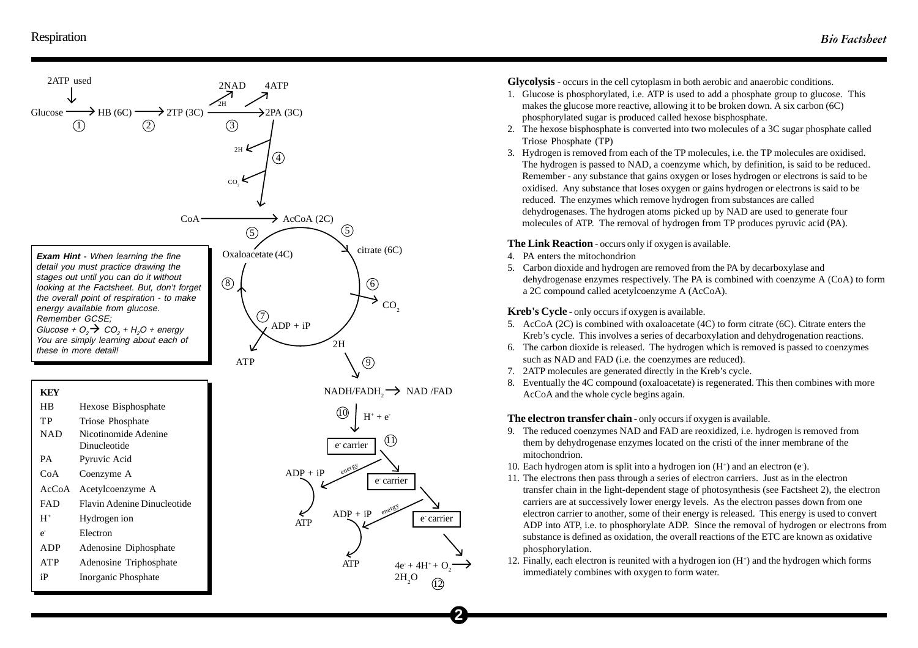**Exam Hint -** *When learning the fine detail you must practice drawing the stages out until you can do it without looking at the Factsheet. But, don't forget the overall point of respiration - to make energy available from glucose. Remember GCSE;*
*Glucose + $O_2 \rightarrow CO_2 + H_2O$ + energy*
*You are simply learning about each of these in more detail!*

**KEY**

| | |
|---|---|
| HB | Hexose Bisphosphate |
| TP | Triose Phosphate |
| NAD | Nicotinomide Adenine Dinucleotide |
| PA | Pyruvic Acid |
| CoA | Coenzyme A |
| AcCoA | Acetylcoenzyme A |
| FAD | Flavin Adenine Dinucleotide |
| $H^+$ | Hydrogen ion |
| $e^-$ | Electron |
| ADP | Adenosine Diphosphate |
| ATP | Adenosine Triphosphate |
| iP | Inorganic Phosphate |

**Glycolysis** - occurs in the cell cytoplasm in both aerobic and anaerobic conditions.

1. Glucose is phosphorylated, i.e. ATP is used to add a phosphate group to glucose. This makes the glucose more reactive, allowing it to be broken down. A six carbon (6C) phosphorylated sugar is produced called hexose bisphosphate.
2. The hexose bisphosphate is converted into two molecules of a 3C sugar phosphate called Triose Phosphate (TP)
3. Hydrogen is removed from each of the TP molecules, i.e. the TP molecules are oxidised. The hydrogen is passed to NAD, a coenzyme which, by definition, is said to be reduced. Remember - any substance that gains oxygen or loses hydrogen or electrons is said to be oxidised. Any substance that loses oxygen or gains hydrogen or electrons is said to be reduced. The enzymes which remove hydrogen from substances are called dehydrogenases. The hydrogen atoms picked up by NAD are used to generate four molecules of ATP. The removal of hydrogen from TP produces pyruvic acid (PA).

**The Link Reaction** - occurs only if oxygen is available.

4. PA enters the mitochondrion
5. Carbon dioxide and hydrogen are removed from the PA by decarboxylase and dehydrogenase enzymes respectively. The PA is combined with coenzyme A (CoA) to form a 2C compound called acetylcoenzyme A (AcCoA).

**Kreb's Cycle** - only occurs if oxygen is available.

5. AcCoA (2C) is combined with oxaloacetate (4C) to form citrate (6C). Citrate enters the Kreb's cycle. This involves a series of decarboxylation and dehydrogenation reactions.
6. The carbon dioxide is released. The hydrogen which is removed is passed to coenzymes such as NAD and FAD (i.e. the coenzymes are reduced).
7. 2ATP molecules are generated directly in the Kreb's cycle.
8. Eventually the 4C compound (oxaloacetate) is regenerated. This then combines with more AcCoA and the whole cycle begins again.

**The electron transfer chain** - only occurs if oxygen is available.

9. The reduced coenzymes NAD and FAD are reoxidized, i.e. hydrogen is removed from them by dehydrogenase enzymes located on the cristi of the inner membrane of the mitochondrion.
10. Each hydrogen atom is split into a hydrogen ion ($H^+$) and an electron ($e^-$).
11. The electrons then pass through a series of electron carriers. Just as in the electron transfer chain in the light-dependent stage of photosynthesis (see Factsheet 2), the electron carriers are at successively lower energy levels. As the electron passes down from one electron carrier to another, some of their energy is released. This energy is used to convert ADP into ATP, i.e. to phosphorylate ADP. Since the removal of hydrogen or electrons from substance is defined as oxidation, the overall reactions of the ETC are known as oxidative phosphorylation.
12. Finally, each electron is reunited with a hydrogen ion ($H^+$) and the hydrogen which forms immediately combines with oxygen to form water.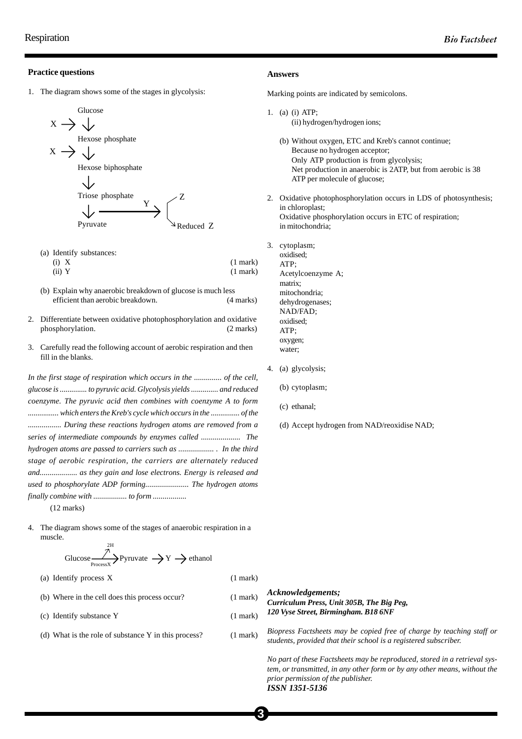## Practice questions

1. The diagram shows some of the stages in glycolysis:

Glucose
X →
Hexose phosphate
X →
Hexose biphosphate
Triose phosphate
Y
Z
Pyruvate
Reduced Z

(a) Identify substances:
  (i) X (1 mark)
  (ii) Y (1 mark)

(b) Explain why anaerobic breakdown of glucose is much less efficient than aerobic breakdown. (4 marks)

2. Differentiate between oxidative photophosphorylation and oxidative phosphorylation. (2 marks)

3. Carefully read the following account of aerobic respiration and then fill in the blanks.

*In the first stage of respiration which occurs in the .............. of the cell, glucose is .............. to pyruvic acid. Glycolysis yields .............. and reduced coenzyme. The pyruvic acid then combines with coenzyme A to form ................ which enters the Kreb's cycle which occurs in the .............. of the ................. During these reactions hydrogen atoms are removed from a series of intermediate compounds by enzymes called .................... The hydrogen atoms are passed to carriers such as .................. . In the third stage of aerobic respiration, the carriers are alternately reduced and.................. as they gain and lose electrons. Energy is released and used to phosphorylate ADP forming...................... The hydrogen atoms finally combine with ................. to form .................*

(12 marks)

4. The diagram shows some of the stages of anaerobic respiration in a muscle.

Glucose —(Process X, 2H)→ Pyruvate → Y → ethanol

(a) Identify process X (1 mark)

(b) Where in the cell does this process occur? (1 mark)

(c) Identify substance Y (1 mark)

(d) What is the role of substance Y in this process? (1 mark)

## Answers

Marking points are indicated by semicolons.

1. (a) (i) ATP;
   (ii) hydrogen/hydrogen ions;

   (b) Without oxygen, ETC and Kreb's cannot continue;
   Because no hydrogen acceptor;
   Only ATP production is from glycolysis;
   Net production in anaerobic is 2ATP, but from aerobic is 38 ATP per molecule of glucose;

2. Oxidative photophosphorylation occurs in LDS of photosynthesis; in chloroplast;
   Oxidative phosphorylation occurs in ETC of respiration;
   in mitochondria;

3. cytoplasm;
   oxidised;
   ATP;
   Acetylcoenzyme A;
   matrix;
   mitochondria;
   dehydrogenases;
   NAD/FAD;
   oxidised;
   ATP;
   oxygen;
   water;

4. (a) glycolysis;

   (b) cytoplasm;

   (c) ethanal;

   (d) Accept hydrogen from NAD/reoxidise NAD;

***Acknowledgements;***
***Curriculum Press, Unit 305B, The Big Peg, 120 Vyse Street, Birmingham. B18 6NF***

*Biopress Factsheets may be copied free of charge by teaching staff or students, provided that their school is a registered subscriber.*

*No part of these Factsheets may be reproduced, stored in a retrieval system, or transmitted, in any other form or by any other means, without the prior permission of the publisher.*
***ISSN 1351-5136***